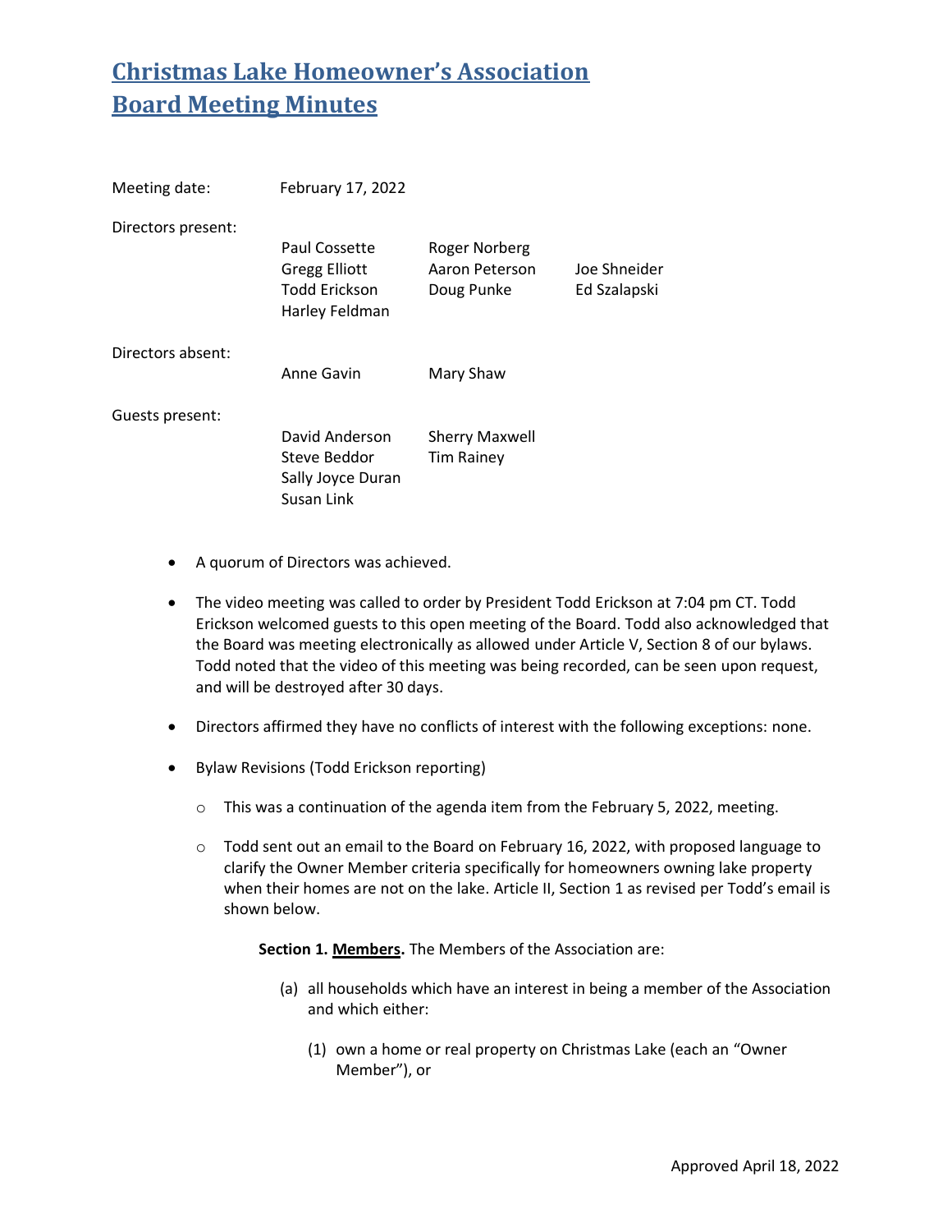# Christmas Lake Homeowner's Association Board Meeting Minutes

| | | | |
|---|---|---|---|
| Meeting date: | February 17, 2022 | | |
| Directors present: | Paul Cossette | Roger Norberg | |
| | Gregg Elliott | Aaron Peterson | Joe Shneider |
| | Todd Erickson | Doug Punke | Ed Szalapski |
| | Harley Feldman | | |
| Directors absent: | Anne Gavin | Mary Shaw | |
| Guests present: | David Anderson | Sherry Maxwell | |
| | Steve Beddor | Tim Rainey | |
| | Sally Joyce Duran | | |
| | Susan Link | | |

- A quorum of Directors was achieved.
- The video meeting was called to order by President Todd Erickson at 7:04 pm CT. Todd Erickson welcomed guests to this open meeting of the Board. Todd also acknowledged that the Board was meeting electronically as allowed under Article V, Section 8 of our bylaws. Todd noted that the video of this meeting was being recorded, can be seen upon request, and will be destroyed after 30 days.
- Directors affirmed they have no conflicts of interest with the following exceptions: none.
- Bylaw Revisions (Todd Erickson reporting)
  - This was a continuation of the agenda item from the February 5, 2022, meeting.
  - Todd sent out an email to the Board on February 16, 2022, with proposed language to clarify the Owner Member criteria specifically for homeowners owning lake property when their homes are not on the lake. Article II, Section 1 as revised per Todd's email is shown below.

    **Section 1. <u>Members</u>.** The Members of the Association are:

    (a) all households which have an interest in being a member of the Association and which either:

    (1) own a home or real property on Christmas Lake (each an "Owner Member"), or

Approved April 18, 2022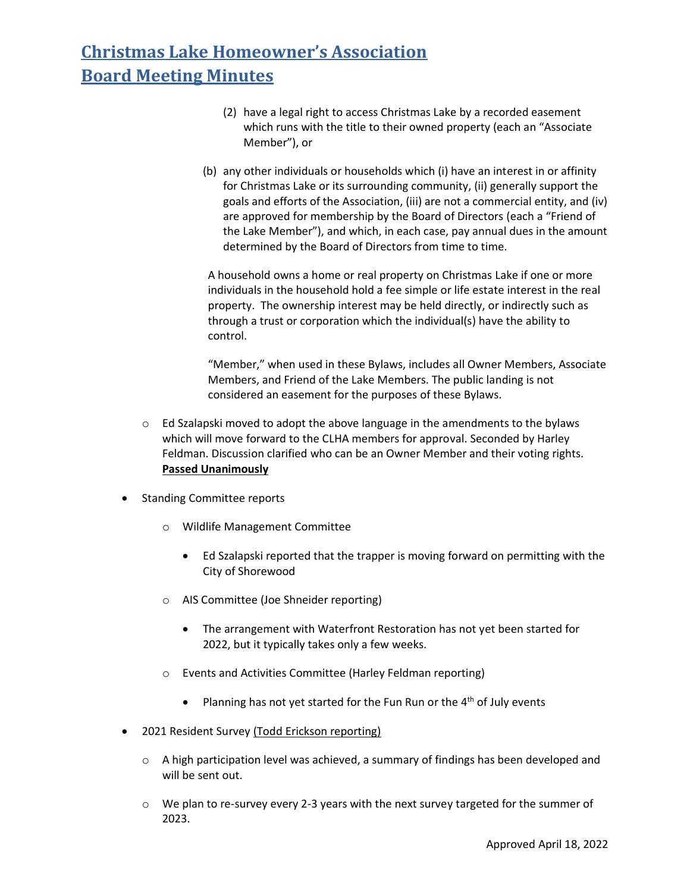(2) have a legal right to access Christmas Lake by a recorded easement which runs with the title to their owned property (each an "Associate Member"), or

(b) any other individuals or households which (i) have an interest in or affinity for Christmas Lake or its surrounding community, (ii) generally support the goals and efforts of the Association, (iii) are not a commercial entity, and (iv) are approved for membership by the Board of Directors (each a "Friend of the Lake Member"), and which, in each case, pay annual dues in the amount determined by the Board of Directors from time to time.

A household owns a home or real property on Christmas Lake if one or more individuals in the household hold a fee simple or life estate interest in the real property. The ownership interest may be held directly, or indirectly such as through a trust or corporation which the individual(s) have the ability to control.

"Member," when used in these Bylaws, includes all Owner Members, Associate Members, and Friend of the Lake Members. The public landing is not considered an easement for the purposes of these Bylaws.

- Ed Szalapski moved to adopt the above language in the amendments to the bylaws which will move forward to the CLHA members for approval. Seconded by Harley Feldman. Discussion clarified who can be an Owner Member and their voting rights. **Passed Unanimously**

- Standing Committee reports
  - Wildlife Management Committee
    - Ed Szalapski reported that the trapper is moving forward on permitting with the City of Shorewood
  - AIS Committee (Joe Shneider reporting)
    - The arrangement with Waterfront Restoration has not yet been started for 2022, but it typically takes only a few weeks.
  - Events and Activities Committee (Harley Feldman reporting)
    - Planning has not yet started for the Fun Run or the 4th of July events
- 2021 Resident Survey (Todd Erickson reporting)
  - A high participation level was achieved, a summary of findings has been developed and will be sent out.
  - We plan to re-survey every 2-3 years with the next survey targeted for the summer of 2023.

Approved April 18, 2022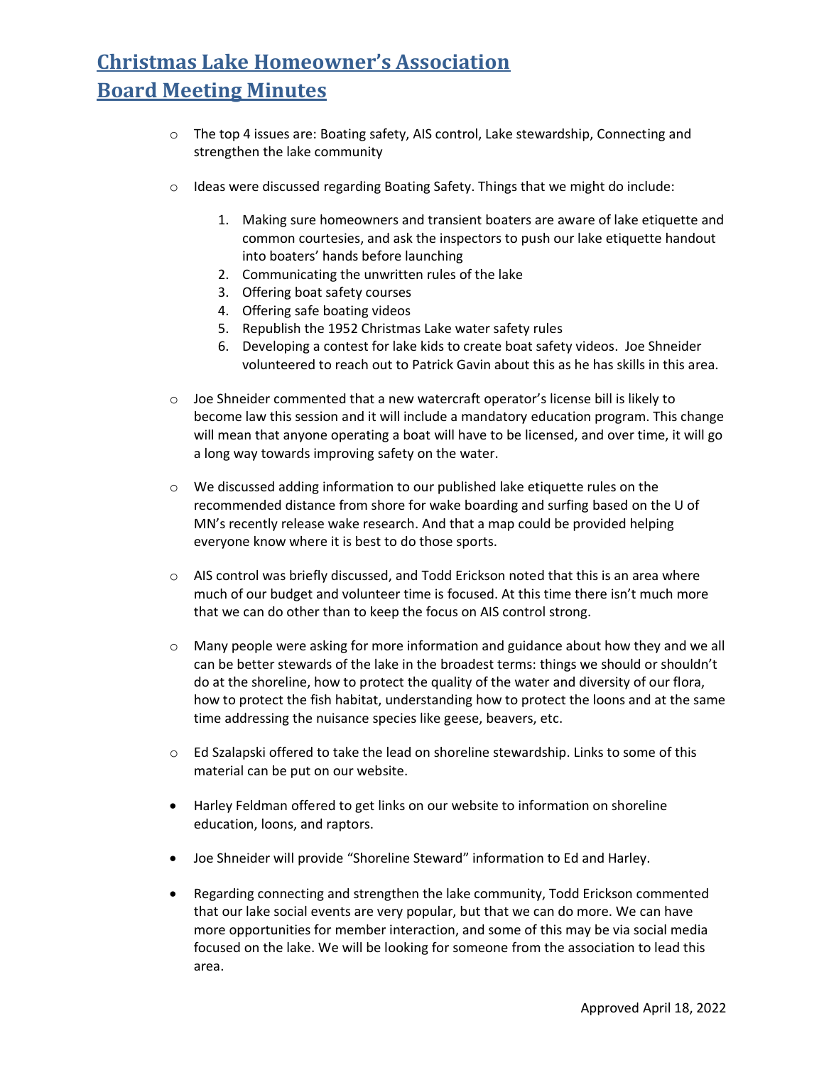# Christmas Lake Homeowner's Association
# Board Meeting Minutes

- The top 4 issues are: Boating safety, AIS control, Lake stewardship, Connecting and strengthen the lake community

- Ideas were discussed regarding Boating Safety. Things that we might do include:

    1. Making sure homeowners and transient boaters are aware of lake etiquette and common courtesies, and ask the inspectors to push our lake etiquette handout into boaters' hands before launching
    2. Communicating the unwritten rules of the lake
    3. Offering boat safety courses
    4. Offering safe boating videos
    5. Republish the 1952 Christmas Lake water safety rules
    6. Developing a contest for lake kids to create boat safety videos. Joe Shneider volunteered to reach out to Patrick Gavin about this as he has skills in this area.

- Joe Shneider commented that a new watercraft operator's license bill is likely to become law this session and it will include a mandatory education program. This change will mean that anyone operating a boat will have to be licensed, and over time, it will go a long way towards improving safety on the water.

- We discussed adding information to our published lake etiquette rules on the recommended distance from shore for wake boarding and surfing based on the U of MN's recently release wake research. And that a map could be provided helping everyone know where it is best to do those sports.

- AIS control was briefly discussed, and Todd Erickson noted that this is an area where much of our budget and volunteer time is focused. At this time there isn't much more that we can do other than to keep the focus on AIS control strong.

- Many people were asking for more information and guidance about how they and we all can be better stewards of the lake in the broadest terms: things we should or shouldn't do at the shoreline, how to protect the quality of the water and diversity of our flora, how to protect the fish habitat, understanding how to protect the loons and at the same time addressing the nuisance species like geese, beavers, etc.

- Ed Szalapski offered to take the lead on shoreline stewardship. Links to some of this material can be put on our website.

- Harley Feldman offered to get links on our website to information on shoreline education, loons, and raptors.

- Joe Shneider will provide "Shoreline Steward" information to Ed and Harley.

- Regarding connecting and strengthen the lake community, Todd Erickson commented that our lake social events are very popular, but that we can do more. We can have more opportunities for member interaction, and some of this may be via social media focused on the lake. We will be looking for someone from the association to lead this area.

Approved April 18, 2022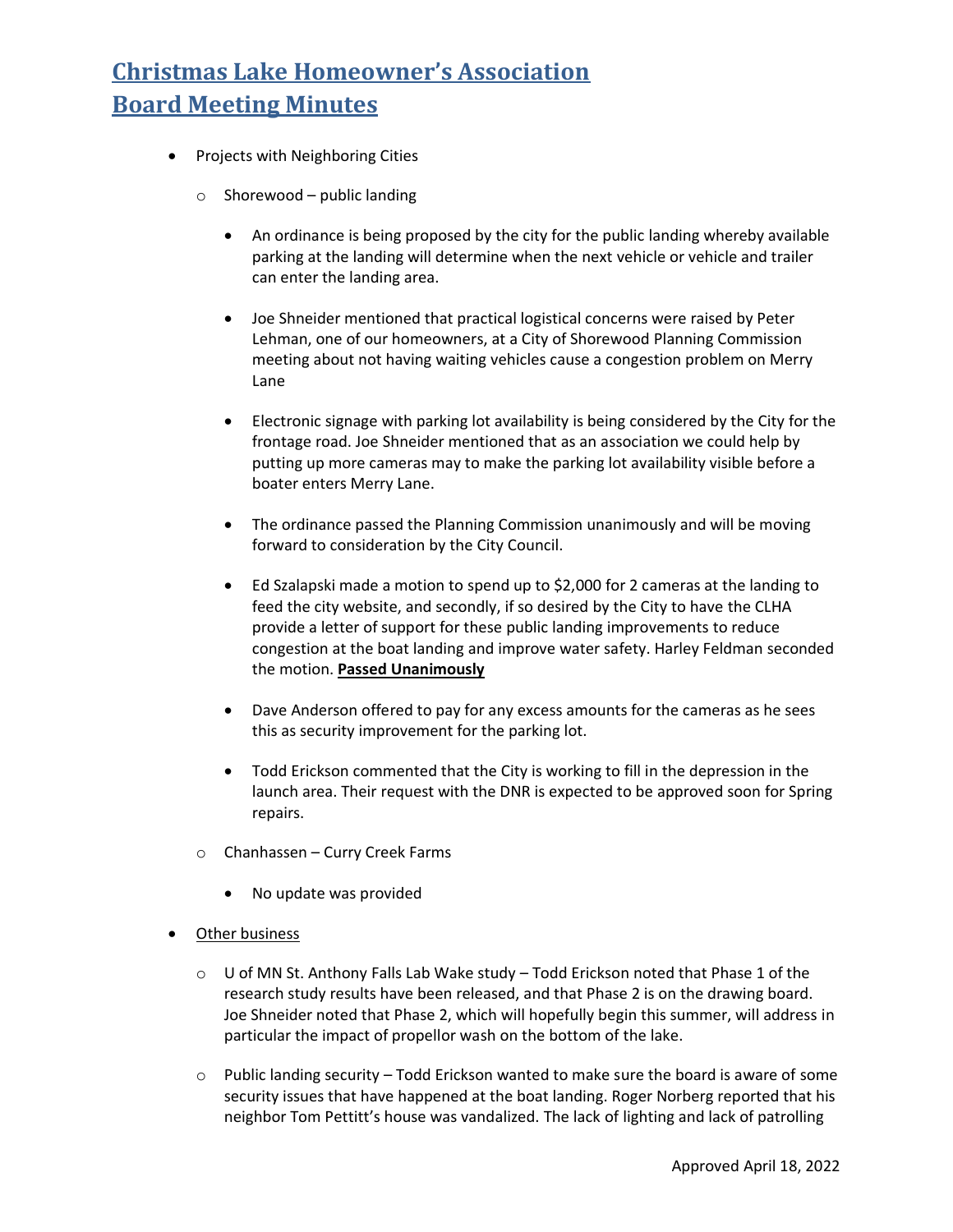# Christmas Lake Homeowner's Association
# Board Meeting Minutes

- Projects with Neighboring Cities
    - Shorewood – public landing
        - An ordinance is being proposed by the city for the public landing whereby available parking at the landing will determine when the next vehicle or vehicle and trailer can enter the landing area.
        - Joe Shneider mentioned that practical logistical concerns were raised by Peter Lehman, one of our homeowners, at a City of Shorewood Planning Commission meeting about not having waiting vehicles cause a congestion problem on Merry Lane
        - Electronic signage with parking lot availability is being considered by the City for the frontage road. Joe Shneider mentioned that as an association we could help by putting up more cameras may to make the parking lot availability visible before a boater enters Merry Lane.
        - The ordinance passed the Planning Commission unanimously and will be moving forward to consideration by the City Council.
        - Ed Szalapski made a motion to spend up to $2,000 for 2 cameras at the landing to feed the city website, and secondly, if so desired by the City to have the CLHA provide a letter of support for these public landing improvements to reduce congestion at the boat landing and improve water safety. Harley Feldman seconded the motion. **Passed Unanimously**
        - Dave Anderson offered to pay for any excess amounts for the cameras as he sees this as security improvement for the parking lot.
        - Todd Erickson commented that the City is working to fill in the depression in the launch area. Their request with the DNR is expected to be approved soon for Spring repairs.
    - Chanhassen – Curry Creek Farms
        - No update was provided
- Other business
    - U of MN St. Anthony Falls Lab Wake study – Todd Erickson noted that Phase 1 of the research study results have been released, and that Phase 2 is on the drawing board. Joe Shneider noted that Phase 2, which will hopefully begin this summer, will address in particular the impact of propellor wash on the bottom of the lake.
    - Public landing security – Todd Erickson wanted to make sure the board is aware of some security issues that have happened at the boat landing. Roger Norberg reported that his neighbor Tom Pettitt's house was vandalized. The lack of lighting and lack of patrolling

Approved April 18, 2022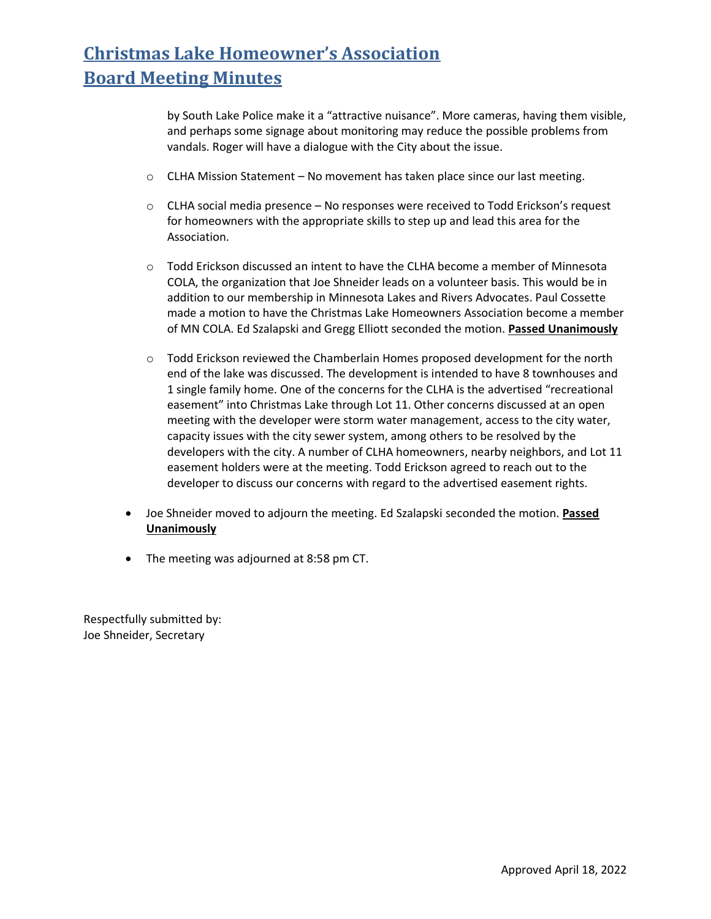# Christmas Lake Homeowner's Association
# Board Meeting Minutes

by South Lake Police make it a "attractive nuisance". More cameras, having them visible, and perhaps some signage about monitoring may reduce the possible problems from vandals. Roger will have a dialogue with the City about the issue.

- CLHA Mission Statement – No movement has taken place since our last meeting.
- CLHA social media presence – No responses were received to Todd Erickson's request for homeowners with the appropriate skills to step up and lead this area for the Association.
- Todd Erickson discussed an intent to have the CLHA become a member of Minnesota COLA, the organization that Joe Shneider leads on a volunteer basis. This would be in addition to our membership in Minnesota Lakes and Rivers Advocates. Paul Cossette made a motion to have the Christmas Lake Homeowners Association become a member of MN COLA. Ed Szalapski and Gregg Elliott seconded the motion. **Passed Unanimously**
- Todd Erickson reviewed the Chamberlain Homes proposed development for the north end of the lake was discussed. The development is intended to have 8 townhouses and 1 single family home. One of the concerns for the CLHA is the advertised "recreational easement" into Christmas Lake through Lot 11. Other concerns discussed at an open meeting with the developer were storm water management, access to the city water, capacity issues with the city sewer system, among others to be resolved by the developers with the city. A number of CLHA homeowners, nearby neighbors, and Lot 11 easement holders were at the meeting. Todd Erickson agreed to reach out to the developer to discuss our concerns with regard to the advertised easement rights.

- Joe Shneider moved to adjourn the meeting. Ed Szalapski seconded the motion. **Passed Unanimously**
- The meeting was adjourned at 8:58 pm CT.

Respectfully submitted by:
Joe Shneider, Secretary

Approved April 18, 2022